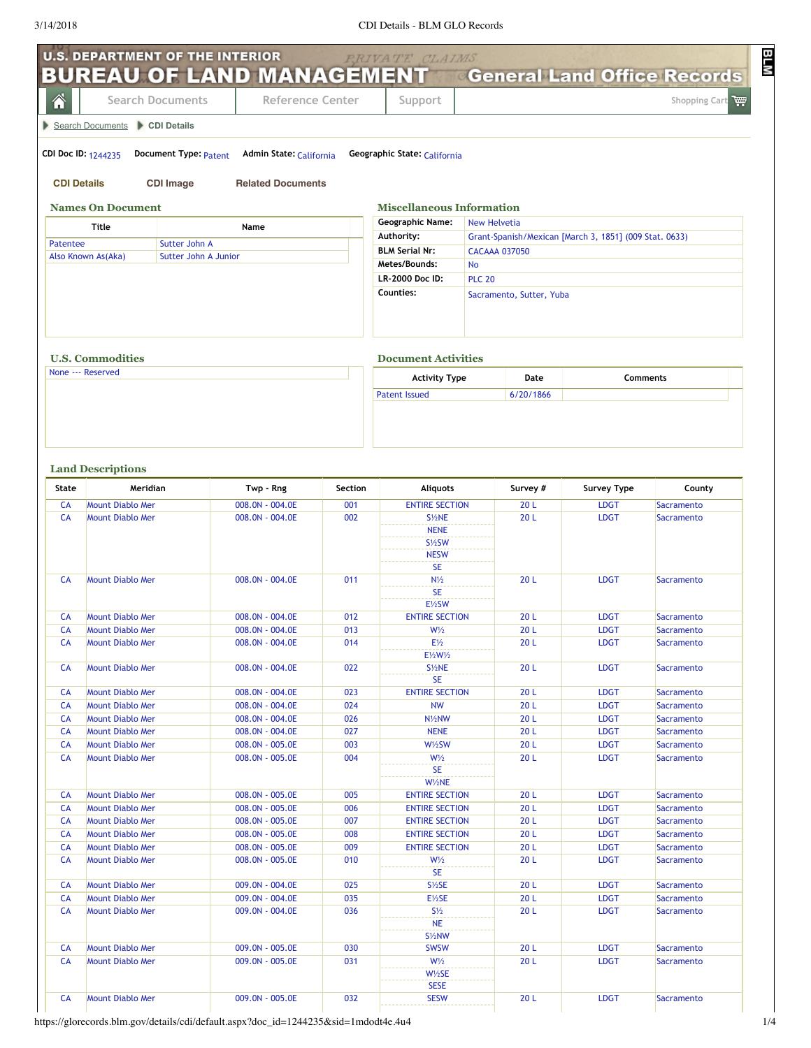# U.S. DEPARTMENT OF THE INTERIOR BUREAU OF LAND MANAGEMENT — General Land Office Records

Search Documents | Reference Center | Support | Shopping Cart

Search Documents > CDI Details

**CDI Doc ID:** 1244235 **Document Type:** Patent **Admin State:** California **Geographic State:** California

**CDI Details** | **CDI Image** | **Related Documents**

### Names On Document

| Title | Name |
|---|---|
| Patentee | Sutter John A |
| Also Known As(Aka) | Sutter John A Junior |

### Miscellaneous Information

| | |
|---|---|
| **Geographic Name:** | New Helvetia |
| **Authority:** | Grant-Spanish/Mexican [March 3, 1851] (009 Stat. 0633) |
| **BLM Serial Nr:** | CACAAA 037050 |
| **Metes/Bounds:** | No |
| **LR-2000 Doc ID:** | PLC 20 |
| **Counties:** | Sacramento, Sutter, Yuba |

### U.S. Commodities

None --- Reserved

### Document Activities

| Activity Type | Date | Comments |
|---|---|---|
| Patent Issued | 6/20/1866 | |

### Land Descriptions

| State | Meridian | Twp - Rng | Section | Aliquots | Survey # | Survey Type | County |
|---|---|---|---|---|---|---|---|
| CA | Mount Diablo Mer | 008.0N - 004.0E | 001 | ENTIRE SECTION | 20 L | LDGT | Sacramento |
| CA | Mount Diablo Mer | 008.0N - 004.0E | 002 | S½NE<br>NENE<br>S½SW<br>NESW<br>SE | 20 L | LDGT | Sacramento |
| CA | Mount Diablo Mer | 008.0N - 004.0E | 011 | N½<br>SE<br>E½SW | 20 L | LDGT | Sacramento |
| CA | Mount Diablo Mer | 008.0N - 004.0E | 012 | ENTIRE SECTION | 20 L | LDGT | Sacramento |
| CA | Mount Diablo Mer | 008.0N - 004.0E | 013 | W½ | 20 L | LDGT | Sacramento |
| CA | Mount Diablo Mer | 008.0N - 004.0E | 014 | E½<br>E½W½ | 20 L | LDGT | Sacramento |
| CA | Mount Diablo Mer | 008.0N - 004.0E | 022 | S½NE<br>SE | 20 L | LDGT | Sacramento |
| CA | Mount Diablo Mer | 008.0N - 004.0E | 023 | ENTIRE SECTION | 20 L | LDGT | Sacramento |
| CA | Mount Diablo Mer | 008.0N - 004.0E | 024 | NW | 20 L | LDGT | Sacramento |
| CA | Mount Diablo Mer | 008.0N - 004.0E | 026 | N½NW | 20 L | LDGT | Sacramento |
| CA | Mount Diablo Mer | 008.0N - 004.0E | 027 | NENE | 20 L | LDGT | Sacramento |
| CA | Mount Diablo Mer | 008.0N - 005.0E | 003 | W½SW | 20 L | LDGT | Sacramento |
| CA | Mount Diablo Mer | 008.0N - 005.0E | 004 | W½<br>SE<br>W½NE | 20 L | LDGT | Sacramento |
| CA | Mount Diablo Mer | 008.0N - 005.0E | 005 | ENTIRE SECTION | 20 L | LDGT | Sacramento |
| CA | Mount Diablo Mer | 008.0N - 005.0E | 006 | ENTIRE SECTION | 20 L | LDGT | Sacramento |
| CA | Mount Diablo Mer | 008.0N - 005.0E | 007 | ENTIRE SECTION | 20 L | LDGT | Sacramento |
| CA | Mount Diablo Mer | 008.0N - 005.0E | 008 | ENTIRE SECTION | 20 L | LDGT | Sacramento |
| CA | Mount Diablo Mer | 008.0N - 005.0E | 009 | ENTIRE SECTION | 20 L | LDGT | Sacramento |
| CA | Mount Diablo Mer | 008.0N - 005.0E | 010 | W½<br>SE | 20 L | LDGT | Sacramento |
| CA | Mount Diablo Mer | 009.0N - 004.0E | 025 | S½SE | 20 L | LDGT | Sacramento |
| CA | Mount Diablo Mer | 009.0N - 004.0E | 035 | E½SE | 20 L | LDGT | Sacramento |
| CA | Mount Diablo Mer | 009.0N - 004.0E | 036 | S½<br>NE<br>S½NW | 20 L | LDGT | Sacramento |
| CA | Mount Diablo Mer | 009.0N - 005.0E | 030 | SWSW | 20 L | LDGT | Sacramento |
| CA | Mount Diablo Mer | 009.0N - 005.0E | 031 | W½<br>W½SE<br>SESE | 20 L | LDGT | Sacramento |
| CA | Mount Diablo Mer | 009.0N - 005.0E | 032 | SESW | 20 L | LDGT | Sacramento |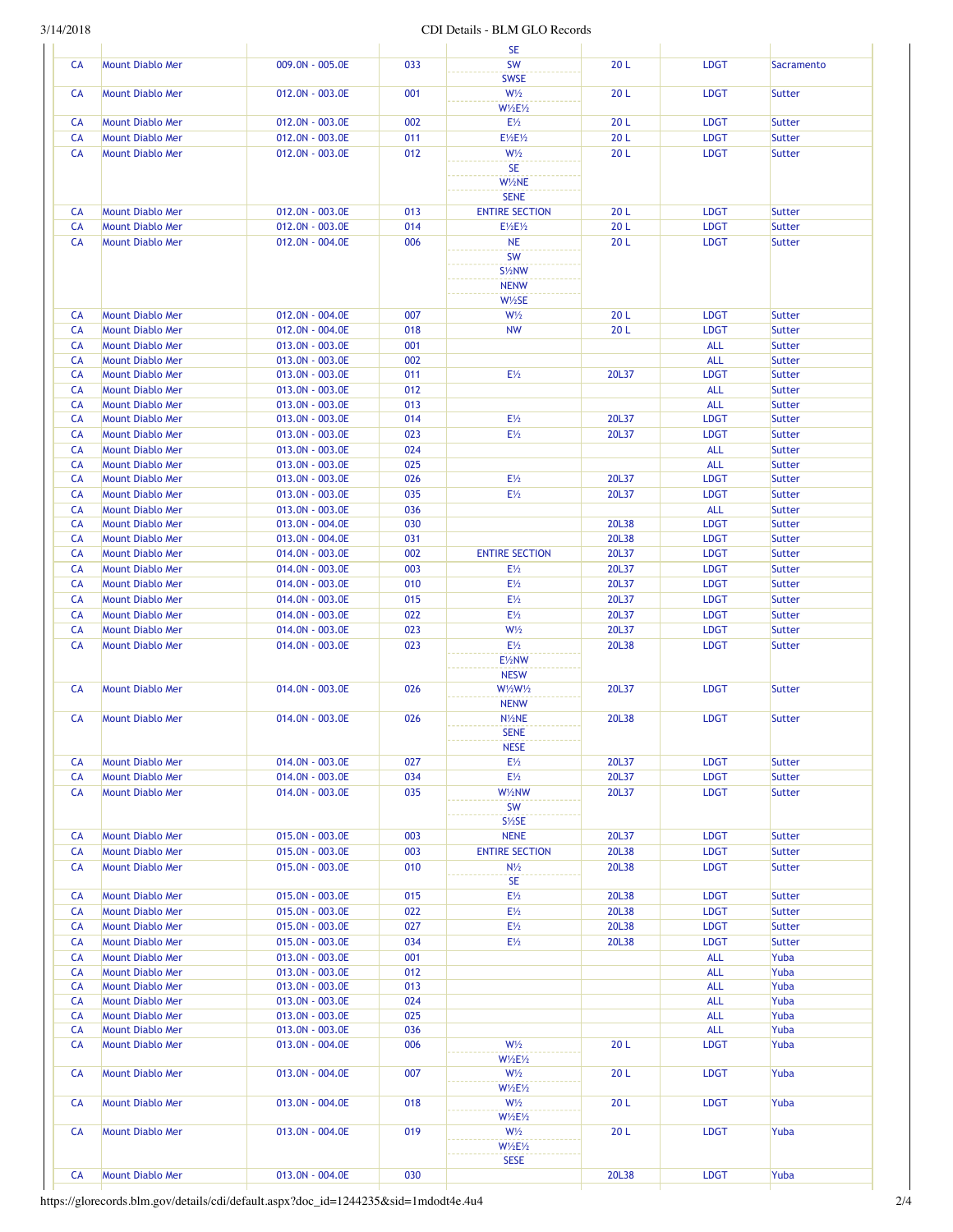| | | | | | | | |
|---|---|---|---|---|---|---|---|
| | | | | SE | | | |
| CA | Mount Diablo Mer | 009.0N - 005.0E | 033 | SW<br>SWSE | 20 L | LDGT | Sacramento |
| CA | Mount Diablo Mer | 012.0N - 003.0E | 001 | W½<br>W½E½ | 20 L | LDGT | Sutter |
| CA | Mount Diablo Mer | 012.0N - 003.0E | 002 | E½ | 20 L | LDGT | Sutter |
| CA | Mount Diablo Mer | 012.0N - 003.0E | 011 | E½E½ | 20 L | LDGT | Sutter |
| CA | Mount Diablo Mer | 012.0N - 003.0E | 012 | W½<br>SE<br>W½NE<br>SENE | 20 L | LDGT | Sutter |
| CA | Mount Diablo Mer | 012.0N - 003.0E | 013 | ENTIRE SECTION | 20 L | LDGT | Sutter |
| CA | Mount Diablo Mer | 012.0N - 003.0E | 014 | E½E½ | 20 L | LDGT | Sutter |
| CA | Mount Diablo Mer | 012.0N - 004.0E | 006 | NE<br>SW<br>S½NW<br>NENW<br>W½SE | 20 L | LDGT | Sutter |
| CA | Mount Diablo Mer | 012.0N - 004.0E | 007 | W½ | 20 L | LDGT | Sutter |
| CA | Mount Diablo Mer | 012.0N - 004.0E | 018 | NW | 20 L | LDGT | Sutter |
| CA | Mount Diablo Mer | 013.0N - 003.0E | 001 | | | ALL | Sutter |
| CA | Mount Diablo Mer | 013.0N - 003.0E | 002 | | | ALL | Sutter |
| CA | Mount Diablo Mer | 013.0N - 003.0E | 011 | E½ | 20L37 | LDGT | Sutter |
| CA | Mount Diablo Mer | 013.0N - 003.0E | 012 | | | ALL | Sutter |
| CA | Mount Diablo Mer | 013.0N - 003.0E | 013 | | | ALL | Sutter |
| CA | Mount Diablo Mer | 013.0N - 003.0E | 014 | E½ | 20L37 | LDGT | Sutter |
| CA | Mount Diablo Mer | 013.0N - 003.0E | 023 | E½ | 20L37 | LDGT | Sutter |
| CA | Mount Diablo Mer | 013.0N - 003.0E | 024 | | | ALL | Sutter |
| CA | Mount Diablo Mer | 013.0N - 003.0E | 025 | | | ALL | Sutter |
| CA | Mount Diablo Mer | 013.0N - 003.0E | 026 | E½ | 20L37 | LDGT | Sutter |
| CA | Mount Diablo Mer | 013.0N - 003.0E | 035 | E½ | 20L37 | LDGT | Sutter |
| CA | Mount Diablo Mer | 013.0N - 003.0E | 036 | | | ALL | Sutter |
| CA | Mount Diablo Mer | 013.0N - 004.0E | 030 | | 20L38 | LDGT | Sutter |
| CA | Mount Diablo Mer | 013.0N - 004.0E | 031 | | 20L38 | LDGT | Sutter |
| CA | Mount Diablo Mer | 014.0N - 003.0E | 002 | ENTIRE SECTION | 20L37 | LDGT | Sutter |
| CA | Mount Diablo Mer | 014.0N - 003.0E | 003 | E½ | 20L37 | LDGT | Sutter |
| CA | Mount Diablo Mer | 014.0N - 003.0E | 010 | E½ | 20L37 | LDGT | Sutter |
| CA | Mount Diablo Mer | 014.0N - 003.0E | 015 | E½ | 20L37 | LDGT | Sutter |
| CA | Mount Diablo Mer | 014.0N - 003.0E | 022 | E½ | 20L37 | LDGT | Sutter |
| CA | Mount Diablo Mer | 014.0N - 003.0E | 023 | W½ | 20L37 | LDGT | Sutter |
| CA | Mount Diablo Mer | 014.0N - 003.0E | 023 | E½<br>E½NW<br>NESW | 20L38 | LDGT | Sutter |
| CA | Mount Diablo Mer | 014.0N - 003.0E | 026 | W½W½<br>NENW | 20L37 | LDGT | Sutter |
| CA | Mount Diablo Mer | 014.0N - 003.0E | 026 | N½NE<br>SENE<br>NESE | 20L38 | LDGT | Sutter |
| CA | Mount Diablo Mer | 014.0N - 003.0E | 027 | E½ | 20L37 | LDGT | Sutter |
| CA | Mount Diablo Mer | 014.0N - 003.0E | 034 | E½ | 20L37 | LDGT | Sutter |
| CA | Mount Diablo Mer | 014.0N - 003.0E | 035 | W½NW<br>SW<br>S½SE | 20L37 | LDGT | Sutter |
| CA | Mount Diablo Mer | 015.0N - 003.0E | 003 | NENE | 20L37 | LDGT | Sutter |
| CA | Mount Diablo Mer | 015.0N - 003.0E | 003 | ENTIRE SECTION | 20L38 | LDGT | Sutter |
| CA | Mount Diablo Mer | 015.0N - 003.0E | 010 | N½<br>SE | 20L38 | LDGT | Sutter |
| CA | Mount Diablo Mer | 015.0N - 003.0E | 015 | E½ | 20L38 | LDGT | Sutter |
| CA | Mount Diablo Mer | 015.0N - 003.0E | 022 | E½ | 20L38 | LDGT | Sutter |
| CA | Mount Diablo Mer | 015.0N - 003.0E | 027 | E½ | 20L38 | LDGT | Sutter |
| CA | Mount Diablo Mer | 015.0N - 003.0E | 034 | E½ | 20L38 | LDGT | Sutter |
| CA | Mount Diablo Mer | 013.0N - 003.0E | 001 | | | ALL | Yuba |
| CA | Mount Diablo Mer | 013.0N - 003.0E | 012 | | | ALL | Yuba |
| CA | Mount Diablo Mer | 013.0N - 003.0E | 013 | | | ALL | Yuba |
| CA | Mount Diablo Mer | 013.0N - 003.0E | 024 | | | ALL | Yuba |
| CA | Mount Diablo Mer | 013.0N - 003.0E | 025 | | | ALL | Yuba |
| CA | Mount Diablo Mer | 013.0N - 003.0E | 036 | | | ALL | Yuba |
| CA | Mount Diablo Mer | 013.0N - 004.0E | 006 | W½<br>W½E½ | 20 L | LDGT | Yuba |
| CA | Mount Diablo Mer | 013.0N - 004.0E | 007 | W½<br>W½E½ | 20 L | LDGT | Yuba |
| CA | Mount Diablo Mer | 013.0N - 004.0E | 018 | W½<br>W½E½ | 20 L | LDGT | Yuba |
| CA | Mount Diablo Mer | 013.0N - 004.0E | 019 | W½<br>W½E½<br>SESE | 20 L | LDGT | Yuba |
| CA | Mount Diablo Mer | 013.0N - 004.0E | 030 | | 20L38 | LDGT | Yuba |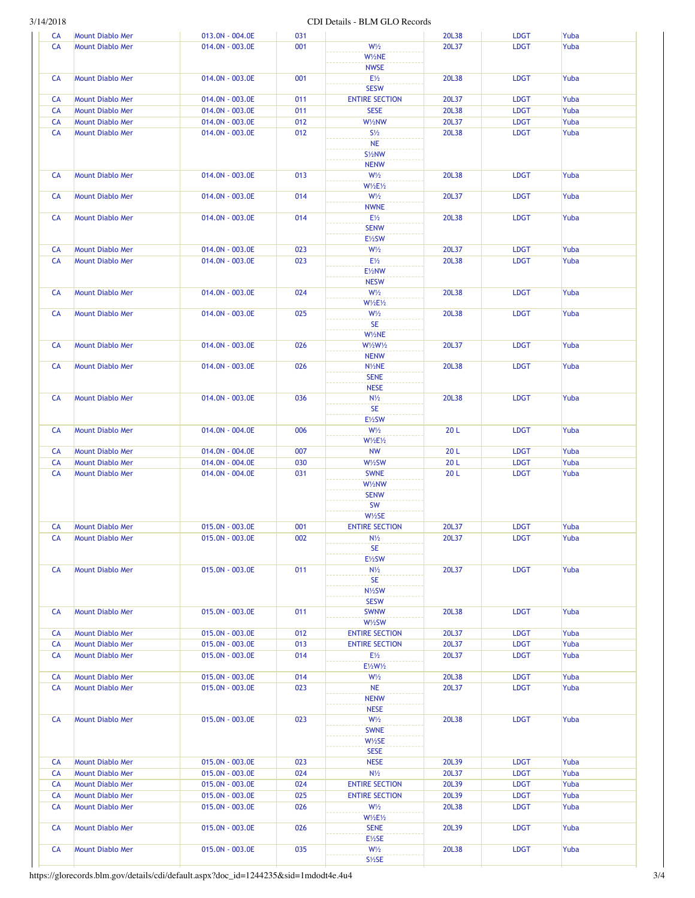| | | | | | | | |
|---|---|---|---|---|---|---|---|
| CA | Mount Diablo Mer | 013.0N - 004.0E | 031 | | 20L38 | LDGT | Yuba |
| CA | Mount Diablo Mer | 014.0N - 003.0E | 001 | W½<br>W½NE<br>NWSE | 20L37 | LDGT | Yuba |
| CA | Mount Diablo Mer | 014.0N - 003.0E | 001 | E½<br>SESW | 20L38 | LDGT | Yuba |
| CA | Mount Diablo Mer | 014.0N - 003.0E | 011 | ENTIRE SECTION | 20L37 | LDGT | Yuba |
| CA | Mount Diablo Mer | 014.0N - 003.0E | 011 | SESE | 20L38 | LDGT | Yuba |
| CA | Mount Diablo Mer | 014.0N - 003.0E | 012 | W½NW | 20L37 | LDGT | Yuba |
| CA | Mount Diablo Mer | 014.0N - 003.0E | 012 | S½<br>NE<br>S½NW<br>NENW | 20L38 | LDGT | Yuba |
| CA | Mount Diablo Mer | 014.0N - 003.0E | 013 | W½<br>W½E½ | 20L38 | LDGT | Yuba |
| CA | Mount Diablo Mer | 014.0N - 003.0E | 014 | W½<br>NWNE | 20L37 | LDGT | Yuba |
| CA | Mount Diablo Mer | 014.0N - 003.0E | 014 | E½<br>SENW<br>E½SW | 20L38 | LDGT | Yuba |
| CA | Mount Diablo Mer | 014.0N - 003.0E | 023 | W½ | 20L37 | LDGT | Yuba |
| CA | Mount Diablo Mer | 014.0N - 003.0E | 023 | E½<br>E½NW<br>NESW | 20L38 | LDGT | Yuba |
| CA | Mount Diablo Mer | 014.0N - 003.0E | 024 | W½<br>W½E½ | 20L38 | LDGT | Yuba |
| CA | Mount Diablo Mer | 014.0N - 003.0E | 025 | W½<br>SE<br>W½NE | 20L38 | LDGT | Yuba |
| CA | Mount Diablo Mer | 014.0N - 003.0E | 026 | W½W½<br>NENW | 20L37 | LDGT | Yuba |
| CA | Mount Diablo Mer | 014.0N - 003.0E | 026 | N½NE<br>SENE<br>NESE | 20L38 | LDGT | Yuba |
| CA | Mount Diablo Mer | 014.0N - 003.0E | 036 | N½<br>SE<br>E½SW | 20L38 | LDGT | Yuba |
| CA | Mount Diablo Mer | 014.0N - 004.0E | 006 | W½<br>W½E½ | 20 L | LDGT | Yuba |
| CA | Mount Diablo Mer | 014.0N - 004.0E | 007 | NW | 20 L | LDGT | Yuba |
| CA | Mount Diablo Mer | 014.0N - 004.0E | 030 | W½SW | 20 L | LDGT | Yuba |
| CA | Mount Diablo Mer | 014.0N - 004.0E | 031 | SWNE<br>W½NW<br>SENW<br>SW<br>W½SE | 20 L | LDGT | Yuba |
| CA | Mount Diablo Mer | 015.0N - 003.0E | 001 | ENTIRE SECTION | 20L37 | LDGT | Yuba |
| CA | Mount Diablo Mer | 015.0N - 003.0E | 002 | N½<br>SE<br>E½SW | 20L37 | LDGT | Yuba |
| CA | Mount Diablo Mer | 015.0N - 003.0E | 011 | N½<br>SE<br>N½SW<br>SESW | 20L37 | LDGT | Yuba |
| CA | Mount Diablo Mer | 015.0N - 003.0E | 011 | SWNW<br>W½SW | 20L38 | LDGT | Yuba |
| CA | Mount Diablo Mer | 015.0N - 003.0E | 012 | ENTIRE SECTION | 20L37 | LDGT | Yuba |
| CA | Mount Diablo Mer | 015.0N - 003.0E | 013 | ENTIRE SECTION | 20L37 | LDGT | Yuba |
| CA | Mount Diablo Mer | 015.0N - 003.0E | 014 | E½<br>E½W½ | 20L37 | LDGT | Yuba |
| CA | Mount Diablo Mer | 015.0N - 003.0E | 014 | W½ | 20L38 | LDGT | Yuba |
| CA | Mount Diablo Mer | 015.0N - 003.0E | 023 | NE<br>NENW<br>NESE | 20L37 | LDGT | Yuba |
| CA | Mount Diablo Mer | 015.0N - 003.0E | 023 | W½<br>SWNE<br>W½SE<br>SESE | 20L38 | LDGT | Yuba |
| CA | Mount Diablo Mer | 015.0N - 003.0E | 023 | NESE | 20L39 | LDGT | Yuba |
| CA | Mount Diablo Mer | 015.0N - 003.0E | 024 | N½ | 20L37 | LDGT | Yuba |
| CA | Mount Diablo Mer | 015.0N - 003.0E | 024 | ENTIRE SECTION | 20L39 | LDGT | Yuba |
| CA | Mount Diablo Mer | 015.0N - 003.0E | 025 | ENTIRE SECTION | 20L39 | LDGT | Yuba |
| CA | Mount Diablo Mer | 015.0N - 003.0E | 026 | W½<br>W½E½ | 20L38 | LDGT | Yuba |
| CA | Mount Diablo Mer | 015.0N - 003.0E | 026 | SENE<br>E½SE | 20L39 | LDGT | Yuba |
| CA | Mount Diablo Mer | 015.0N - 003.0E | 035 | W½<br>S½SE | 20L38 | LDGT | Yuba |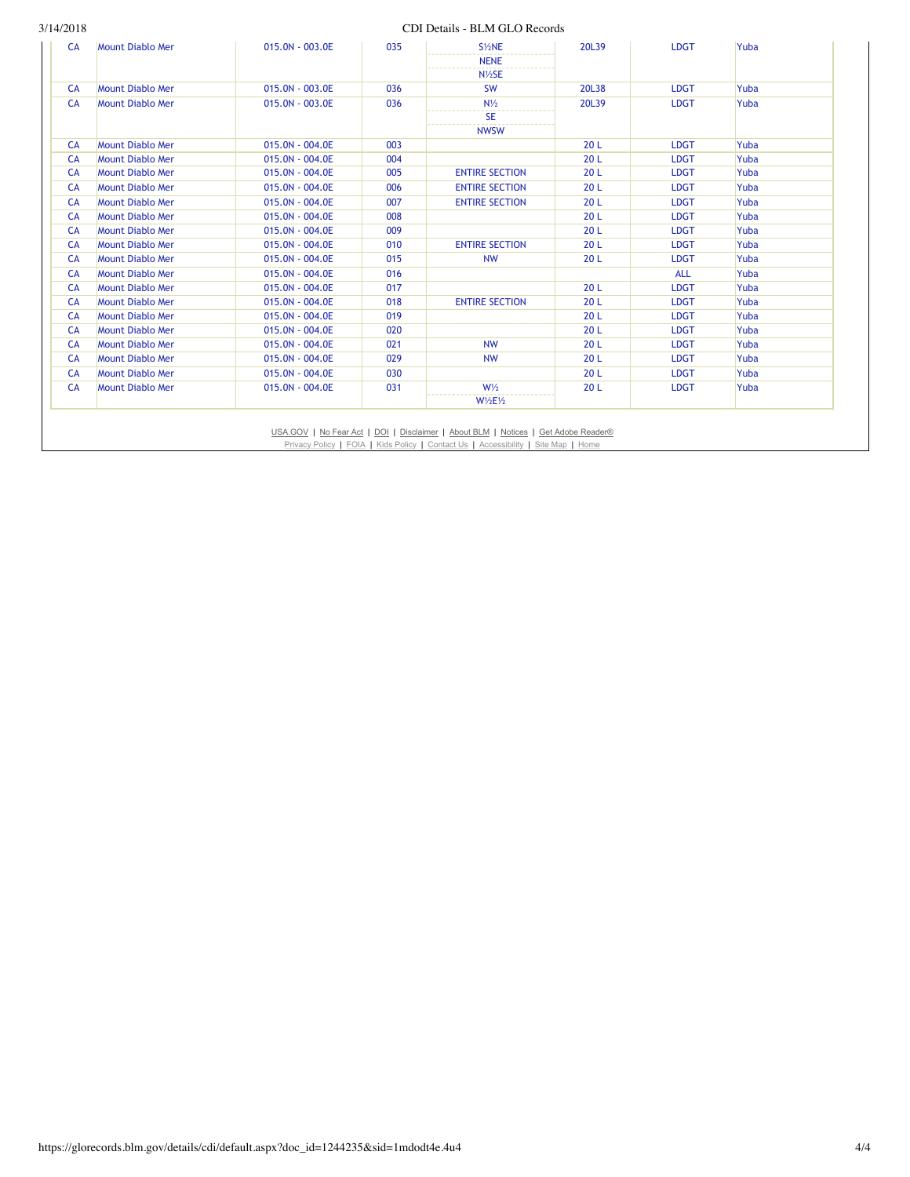| | | | | | | | |
|---|---|---|---|---|---|---|---|
| CA | Mount Diablo Mer | 015.0N - 003.0E | 035 | S½NE<br>NENE<br>N½SE | 20L39 | LDGT | Yuba |
| CA | Mount Diablo Mer | 015.0N - 003.0E | 036 | SW | 20L38 | LDGT | Yuba |
| CA | Mount Diablo Mer | 015.0N - 003.0E | 036 | N½<br>SE<br>NWSW | 20L39 | LDGT | Yuba |
| CA | Mount Diablo Mer | 015.0N - 004.0E | 003 | | 20 L | LDGT | Yuba |
| CA | Mount Diablo Mer | 015.0N - 004.0E | 004 | | 20 L | LDGT | Yuba |
| CA | Mount Diablo Mer | 015.0N - 004.0E | 005 | ENTIRE SECTION | 20 L | LDGT | Yuba |
| CA | Mount Diablo Mer | 015.0N - 004.0E | 006 | ENTIRE SECTION | 20 L | LDGT | Yuba |
| CA | Mount Diablo Mer | 015.0N - 004.0E | 007 | ENTIRE SECTION | 20 L | LDGT | Yuba |
| CA | Mount Diablo Mer | 015.0N - 004.0E | 008 | | 20 L | LDGT | Yuba |
| CA | Mount Diablo Mer | 015.0N - 004.0E | 009 | | 20 L | LDGT | Yuba |
| CA | Mount Diablo Mer | 015.0N - 004.0E | 010 | ENTIRE SECTION | 20 L | LDGT | Yuba |
| CA | Mount Diablo Mer | 015.0N - 004.0E | 015 | NW | 20 L | LDGT | Yuba |
| CA | Mount Diablo Mer | 015.0N - 004.0E | 016 | | | ALL | Yuba |
| CA | Mount Diablo Mer | 015.0N - 004.0E | 017 | | 20 L | LDGT | Yuba |
| CA | Mount Diablo Mer | 015.0N - 004.0E | 018 | ENTIRE SECTION | 20 L | LDGT | Yuba |
| CA | Mount Diablo Mer | 015.0N - 004.0E | 019 | | 20 L | LDGT | Yuba |
| CA | Mount Diablo Mer | 015.0N - 004.0E | 020 | | 20 L | LDGT | Yuba |
| CA | Mount Diablo Mer | 015.0N - 004.0E | 021 | NW | 20 L | LDGT | Yuba |
| CA | Mount Diablo Mer | 015.0N - 004.0E | 029 | NW | 20 L | LDGT | Yuba |
| CA | Mount Diablo Mer | 015.0N - 004.0E | 030 | | 20 L | LDGT | Yuba |
| CA | Mount Diablo Mer | 015.0N - 004.0E | 031 | W½<br>W½E½ | 20 L | LDGT | Yuba |

USA.GOV | No Fear Act | DOI | Disclaimer | About BLM | Notices | Get Adobe Reader®
Privacy Policy | FOIA | Kids Policy | Contact Us | Accessibility | Site Map | Home